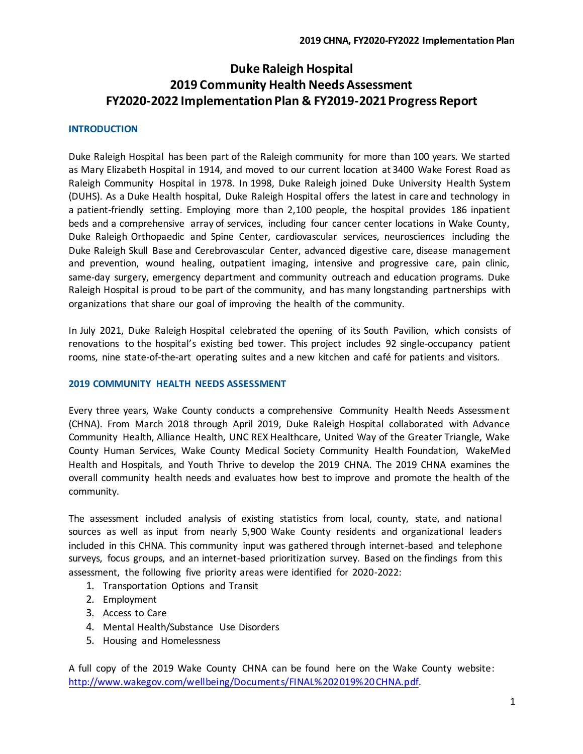# Duke Raleigh Hospital
# 2019 Community Health Needs Assessment
# FY2020-2022 Implementation Plan & FY2019-2021 Progress Report

## INTRODUCTION

Duke Raleigh Hospital has been part of the Raleigh community for more than 100 years. We started as Mary Elizabeth Hospital in 1914, and moved to our current location at 3400 Wake Forest Road as Raleigh Community Hospital in 1978. In 1998, Duke Raleigh joined Duke University Health System (DUHS). As a Duke Health hospital, Duke Raleigh Hospital offers the latest in care and technology in a patient-friendly setting. Employing more than 2,100 people, the hospital provides 186 inpatient beds and a comprehensive array of services, including four cancer center locations in Wake County, Duke Raleigh Orthopaedic and Spine Center, cardiovascular services, neurosciences including the Duke Raleigh Skull Base and Cerebrovascular Center, advanced digestive care, disease management and prevention, wound healing, outpatient imaging, intensive and progressive care, pain clinic, same-day surgery, emergency department and community outreach and education programs. Duke Raleigh Hospital is proud to be part of the community, and has many longstanding partnerships with organizations that share our goal of improving the health of the community.

In July 2021, Duke Raleigh Hospital celebrated the opening of its South Pavilion, which consists of renovations to the hospital's existing bed tower. This project includes 92 single-occupancy patient rooms, nine state-of-the-art operating suites and a new kitchen and café for patients and visitors.

## 2019 COMMUNITY HEALTH NEEDS ASSESSMENT

Every three years, Wake County conducts a comprehensive Community Health Needs Assessment (CHNA). From March 2018 through April 2019, Duke Raleigh Hospital collaborated with Advance Community Health, Alliance Health, UNC REX Healthcare, United Way of the Greater Triangle, Wake County Human Services, Wake County Medical Society Community Health Foundation, WakeMed Health and Hospitals, and Youth Thrive to develop the 2019 CHNA. The 2019 CHNA examines the overall community health needs and evaluates how best to improve and promote the health of the community.

The assessment included analysis of existing statistics from local, county, state, and national sources as well as input from nearly 5,900 Wake County residents and organizational leaders included in this CHNA. This community input was gathered through internet-based and telephone surveys, focus groups, and an internet-based prioritization survey. Based on the findings from this assessment, the following five priority areas were identified for 2020-2022:

1. Transportation Options and Transit
2. Employment
3. Access to Care
4. Mental Health/Substance Use Disorders
5. Housing and Homelessness

A full copy of the 2019 Wake County CHNA can be found here on the Wake County website: [http://www.wakegov.com/wellbeing/Documents/FINAL%202019%20CHNA.pdf](http://www.wakegov.com/wellbeing/Documents/FINAL%202019%20CHNA.pdf).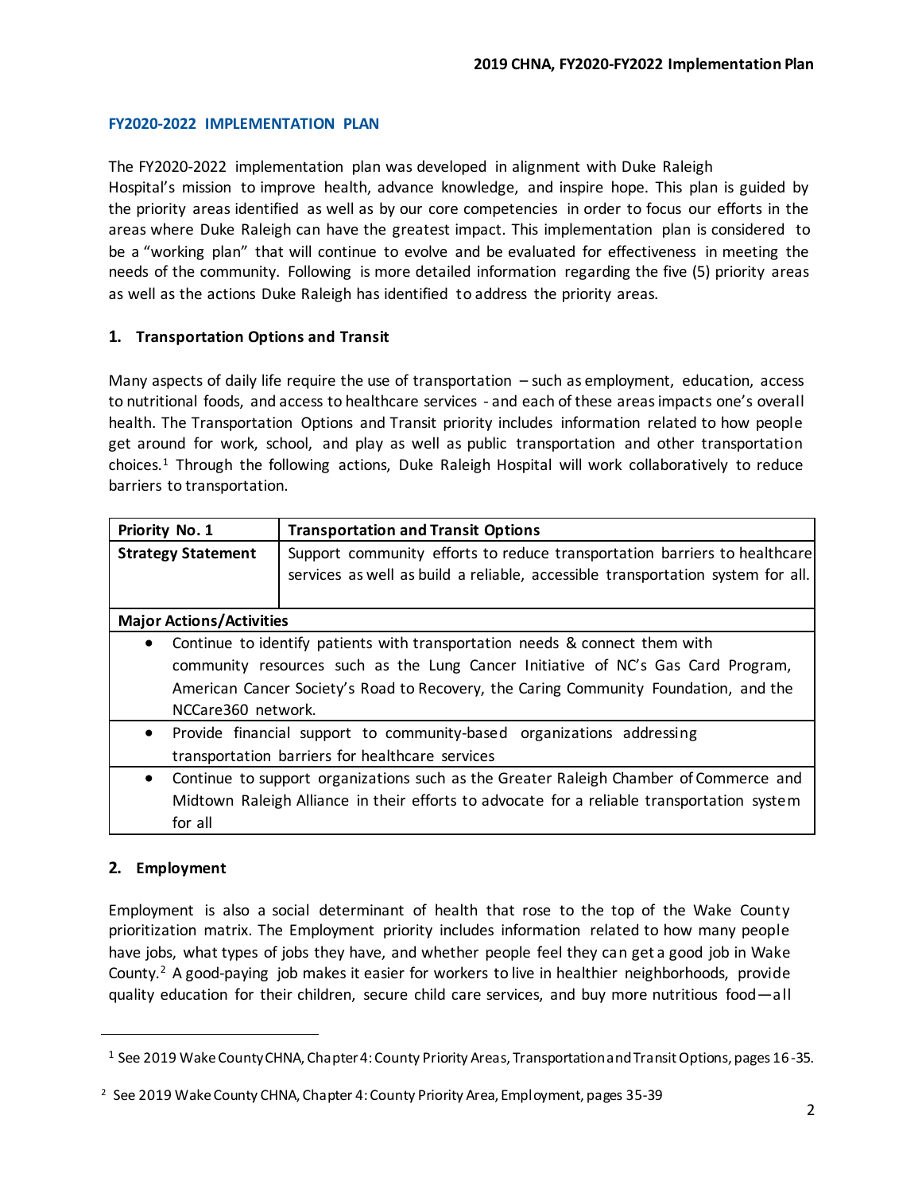## FY2020-2022 IMPLEMENTATION PLAN

The FY2020-2022 implementation plan was developed in alignment with Duke Raleigh Hospital's mission to improve health, advance knowledge, and inspire hope. This plan is guided by the priority areas identified as well as by our core competencies in order to focus our efforts in the areas where Duke Raleigh can have the greatest impact. This implementation plan is considered to be a "working plan" that will continue to evolve and be evaluated for effectiveness in meeting the needs of the community. Following is more detailed information regarding the five (5) priority areas as well as the actions Duke Raleigh has identified to address the priority areas.

### 1. Transportation Options and Transit

Many aspects of daily life require the use of transportation – such as employment, education, access to nutritional foods, and access to healthcare services - and each of these areas impacts one's overall health. The Transportation Options and Transit priority includes information related to how people get around for work, school, and play as well as public transportation and other transportation choices.[1] Through the following actions, Duke Raleigh Hospital will work collaboratively to reduce barriers to transportation.

| **Priority No. 1** | **Transportation and Transit Options** |
|---|---|
| **Strategy Statement** | Support community efforts to reduce transportation barriers to healthcare services as well as build a reliable, accessible transportation system for all. |
| **Major Actions/Activities** | |
| • Continue to identify patients with transportation needs & connect them with community resources such as the Lung Cancer Initiative of NC's Gas Card Program, American Cancer Society's Road to Recovery, the Caring Community Foundation, and the NCCare360 network. | |
| • Provide financial support to community-based organizations addressing transportation barriers for healthcare services | |
| • Continue to support organizations such as the Greater Raleigh Chamber of Commerce and Midtown Raleigh Alliance in their efforts to advocate for a reliable transportation system for all | |

### 2. Employment

Employment is also a social determinant of health that rose to the top of the Wake County prioritization matrix. The Employment priority includes information related to how many people have jobs, what types of jobs they have, and whether people feel they can get a good job in Wake County.[2] A good-paying job makes it easier for workers to live in healthier neighborhoods, provide quality education for their children, secure child care services, and buy more nutritious food—all

[1] See 2019 Wake County CHNA, Chapter 4: County Priority Areas, Transportation and Transit Options, pages 16-35.

[2] See 2019 Wake County CHNA, Chapter 4: County Priority Area, Employment, pages 35-39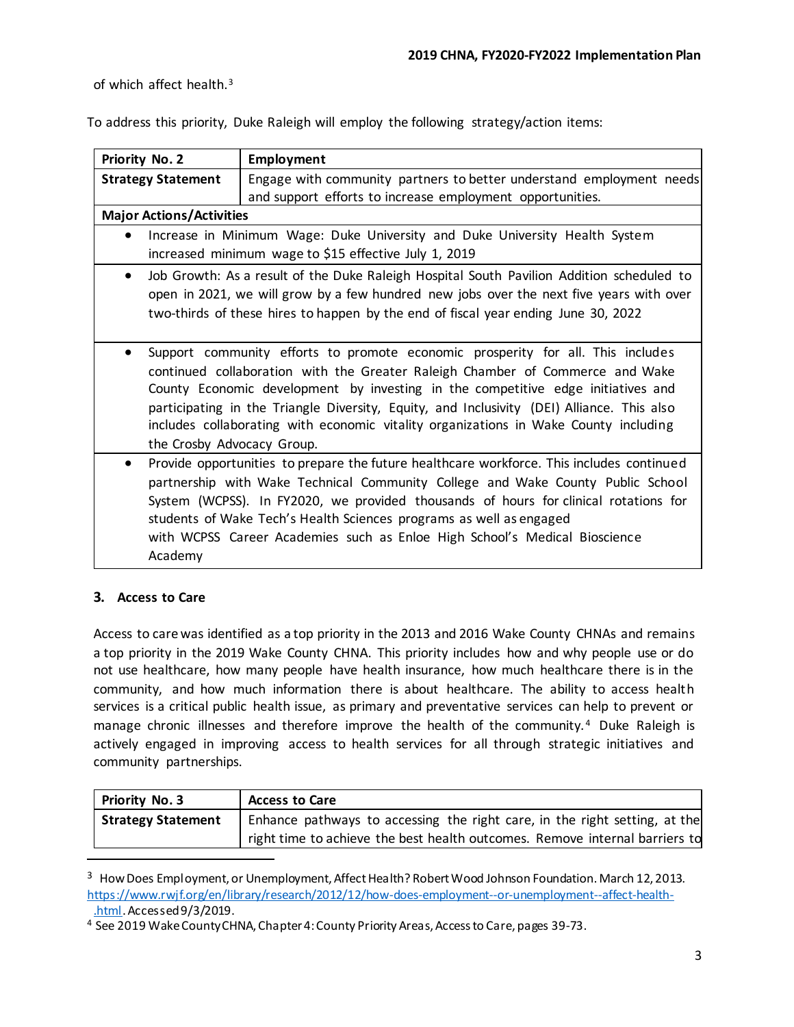of which affect health.[3]

To address this priority, Duke Raleigh will employ the following strategy/action items:

| **Priority No. 2** | **Employment** |
| --- | --- |
| **Strategy Statement** | Engage with community partners to better understand employment needs and support efforts to increase employment opportunities. |
| **Major Actions/Activities** | |
| • Increase in Minimum Wage: Duke University and Duke University Health System increased minimum wage to $15 effective July 1, 2019 | |
| • Job Growth: As a result of the Duke Raleigh Hospital South Pavilion Addition scheduled to open in 2021, we will grow by a few hundred new jobs over the next five years with over two-thirds of these hires to happen by the end of fiscal year ending June 30, 2022 | |
| • Support community efforts to promote economic prosperity for all. This includes continued collaboration with the Greater Raleigh Chamber of Commerce and Wake County Economic development by investing in the competitive edge initiatives and participating in the Triangle Diversity, Equity, and Inclusivity (DEI) Alliance. This also includes collaborating with economic vitality organizations in Wake County including the Crosby Advocacy Group. | |
| • Provide opportunities to prepare the future healthcare workforce. This includes continued partnership with Wake Technical Community College and Wake County Public School System (WCPSS). In FY2020, we provided thousands of hours for clinical rotations for students of Wake Tech's Health Sciences programs as well as engaged with WCPSS Career Academies such as Enloe High School's Medical Bioscience Academy | |

### 3. Access to Care

Access to care was identified as a top priority in the 2013 and 2016 Wake County CHNAs and remains a top priority in the 2019 Wake County CHNA. This priority includes how and why people use or do not use healthcare, how many people have health insurance, how much healthcare there is in the community, and how much information there is about healthcare. The ability to access health services is a critical public health issue, as primary and preventative services can help to prevent or manage chronic illnesses and therefore improve the health of the community.[4] Duke Raleigh is actively engaged in improving access to health services for all through strategic initiatives and community partnerships.

| **Priority No. 3** | **Access to Care** |
| --- | --- |
| **Strategy Statement** | Enhance pathways to accessing the right care, in the right setting, at the right time to achieve the best health outcomes. Remove internal barriers to |

---

[3] How Does Employment, or Unemployment, Affect Health? Robert Wood Johnson Foundation. March 12, 2013. https://www.rwjf.org/en/library/research/2012/12/how-does-employment--or-unemployment--affect-health-.html. Accessed 9/3/2019.

[4] See 2019 Wake County CHNA, Chapter 4: County Priority Areas, Access to Care, pages 39-73.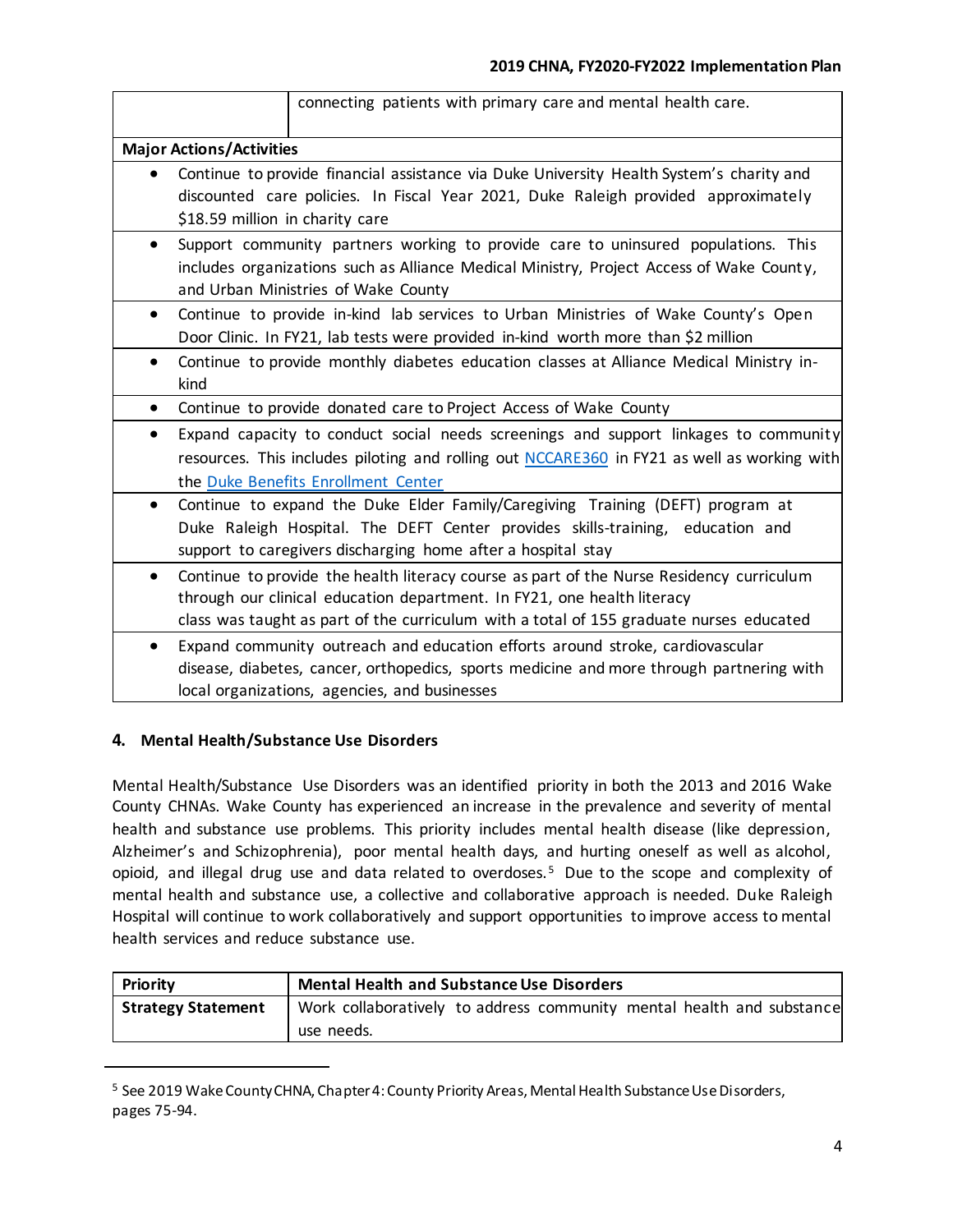| | |
|---|---|
| | connecting patients with primary care and mental health care. |

**Major Actions/Activities**

- Continue to provide financial assistance via Duke University Health System's charity and discounted care policies. In Fiscal Year 2021, Duke Raleigh provided approximately $18.59 million in charity care
- Support community partners working to provide care to uninsured populations. This includes organizations such as Alliance Medical Ministry, Project Access of Wake County, and Urban Ministries of Wake County
- Continue to provide in-kind lab services to Urban Ministries of Wake County's Open Door Clinic. In FY21, lab tests were provided in-kind worth more than $2 million
- Continue to provide monthly diabetes education classes at Alliance Medical Ministry in-kind
- Continue to provide donated care to Project Access of Wake County
- Expand capacity to conduct social needs screenings and support linkages to community resources. This includes piloting and rolling out NCCARE360 in FY21 as well as working with the Duke Benefits Enrollment Center
- Continue to expand the Duke Elder Family/Caregiving Training (DEFT) program at Duke Raleigh Hospital. The DEFT Center provides skills-training, education and support to caregivers discharging home after a hospital stay
- Continue to provide the health literacy course as part of the Nurse Residency curriculum through our clinical education department. In FY21, one health literacy class was taught as part of the curriculum with a total of 155 graduate nurses educated
- Expand community outreach and education efforts around stroke, cardiovascular disease, diabetes, cancer, orthopedics, sports medicine and more through partnering with local organizations, agencies, and businesses

## 4. Mental Health/Substance Use Disorders

Mental Health/Substance Use Disorders was an identified priority in both the 2013 and 2016 Wake County CHNAs. Wake County has experienced an increase in the prevalence and severity of mental health and substance use problems. This priority includes mental health disease (like depression, Alzheimer's and Schizophrenia), poor mental health days, and hurting oneself as well as alcohol, opioid, and illegal drug use and data related to overdoses.[5] Due to the scope and complexity of mental health and substance use, a collective and collaborative approach is needed. Duke Raleigh Hospital will continue to work collaboratively and support opportunities to improve access to mental health services and reduce substance use.

| **Priority** | **Mental Health and Substance Use Disorders** |
|---|---|
| **Strategy Statement** | Work collaboratively to address community mental health and substance use needs. |

[5] See 2019 Wake County CHNA, Chapter 4: County Priority Areas, Mental Health Substance Use Disorders, pages 75-94.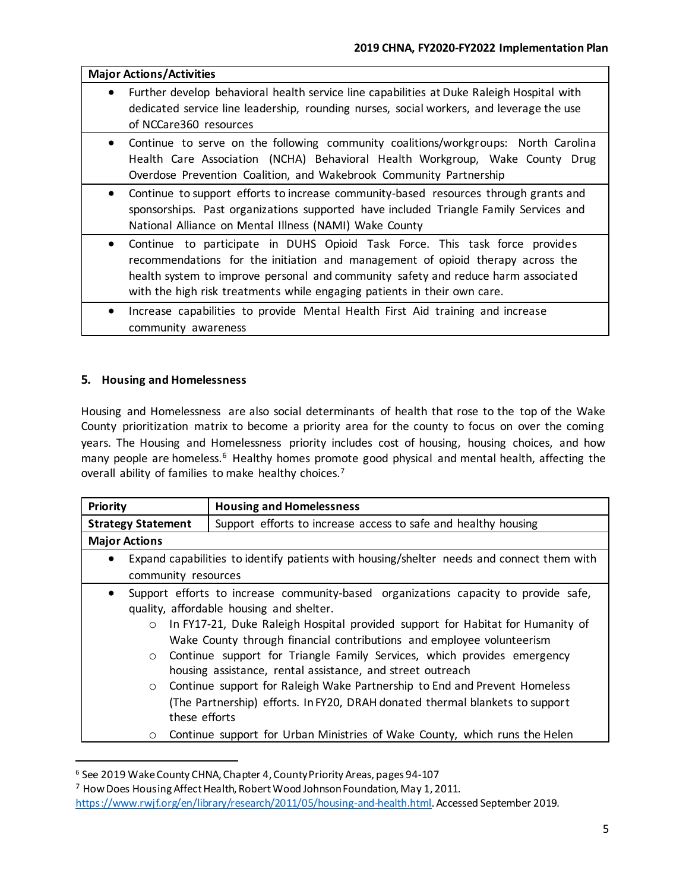| Major Actions/Activities |
|---|
| • Further develop behavioral health service line capabilities at Duke Raleigh Hospital with dedicated service line leadership, rounding nurses, social workers, and leverage the use of NCCare360 resources |
| • Continue to serve on the following community coalitions/workgroups: North Carolina Health Care Association (NCHA) Behavioral Health Workgroup, Wake County Drug Overdose Prevention Coalition, and Wakebrook Community Partnership |
| • Continue to support efforts to increase community-based resources through grants and sponsorships. Past organizations supported have included Triangle Family Services and National Alliance on Mental Illness (NAMI) Wake County |
| • Continue to participate in DUHS Opioid Task Force. This task force provides recommendations for the initiation and management of opioid therapy across the health system to improve personal and community safety and reduce harm associated with the high risk treatments while engaging patients in their own care. |
| • Increase capabilities to provide Mental Health First Aid training and increase community awareness |

### 5. Housing and Homelessness

Housing and Homelessness are also social determinants of health that rose to the top of the Wake County prioritization matrix to become a priority area for the county to focus on over the coming years. The Housing and Homelessness priority includes cost of housing, housing choices, and how many people are homeless.[6] Healthy homes promote good physical and mental health, affecting the overall ability of families to make healthy choices.[7]

| **Priority** | **Housing and Homelessness** |
|---|---|
| **Strategy Statement** | Support efforts to increase access to safe and healthy housing |
| **Major Actions** | |
| • Expand capabilities to identify patients with housing/shelter needs and connect them with community resources | |
| • Support efforts to increase community-based organizations capacity to provide safe, quality, affordable housing and shelter.<br>○ In FY17-21, Duke Raleigh Hospital provided support for Habitat for Humanity of Wake County through financial contributions and employee volunteerism<br>○ Continue support for Triangle Family Services, which provides emergency housing assistance, rental assistance, and street outreach<br>○ Continue support for Raleigh Wake Partnership to End and Prevent Homeless (The Partnership) efforts. In FY20, DRAH donated thermal blankets to support these efforts<br>○ Continue support for Urban Ministries of Wake County, which runs the Helen | |

[6] See 2019 Wake County CHNA, Chapter 4, County Priority Areas, pages 94-107

[7] How Does Housing Affect Health, Robert Wood Johnson Foundation, May 1, 2011. https://www.rwjf.org/en/library/research/2011/05/housing-and-health.html. Accessed September 2019.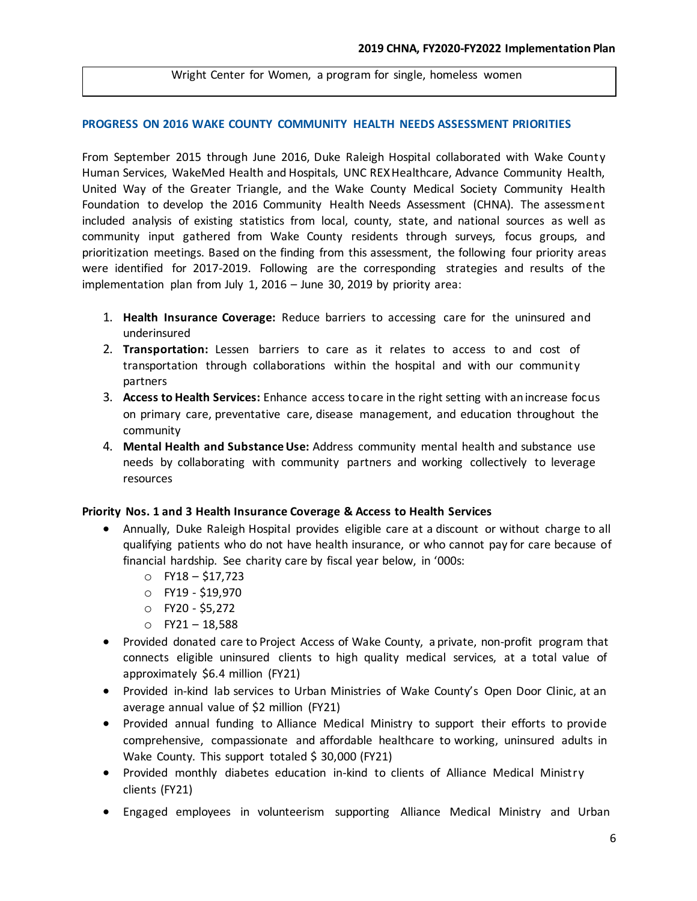Wright Center for Women, a program for single, homeless women

## PROGRESS ON 2016 WAKE COUNTY COMMUNITY HEALTH NEEDS ASSESSMENT PRIORITIES

From September 2015 through June 2016, Duke Raleigh Hospital collaborated with Wake County Human Services, WakeMed Health and Hospitals, UNC REX Healthcare, Advance Community Health, United Way of the Greater Triangle, and the Wake County Medical Society Community Health Foundation to develop the 2016 Community Health Needs Assessment (CHNA). The assessment included analysis of existing statistics from local, county, state, and national sources as well as community input gathered from Wake County residents through surveys, focus groups, and prioritization meetings. Based on the finding from this assessment, the following four priority areas were identified for 2017-2019. Following are the corresponding strategies and results of the implementation plan from July 1, 2016 – June 30, 2019 by priority area:

1. **Health Insurance Coverage:** Reduce barriers to accessing care for the uninsured and underinsured
2. **Transportation:** Lessen barriers to care as it relates to access to and cost of transportation through collaborations within the hospital and with our community partners
3. **Access to Health Services:** Enhance access to care in the right setting with an increase focus on primary care, preventative care, disease management, and education throughout the community
4. **Mental Health and Substance Use:** Address community mental health and substance use needs by collaborating with community partners and working collectively to leverage resources

### Priority Nos. 1 and 3 Health Insurance Coverage & Access to Health Services

- Annually, Duke Raleigh Hospital provides eligible care at a discount or without charge to all qualifying patients who do not have health insurance, or who cannot pay for care because of financial hardship. See charity care by fiscal year below, in '000s:
  - FY18 – $17,723
  - FY19 - $19,970
  - FY20 - $5,272
  - FY21 – 18,588
- Provided donated care to Project Access of Wake County, a private, non-profit program that connects eligible uninsured clients to high quality medical services, at a total value of approximately $6.4 million (FY21)
- Provided in-kind lab services to Urban Ministries of Wake County's Open Door Clinic, at an average annual value of $2 million (FY21)
- Provided annual funding to Alliance Medical Ministry to support their efforts to provide comprehensive, compassionate and affordable healthcare to working, uninsured adults in Wake County. This support totaled $ 30,000 (FY21)
- Provided monthly diabetes education in-kind to clients of Alliance Medical Ministry clients (FY21)
- Engaged employees in volunteerism supporting Alliance Medical Ministry and Urban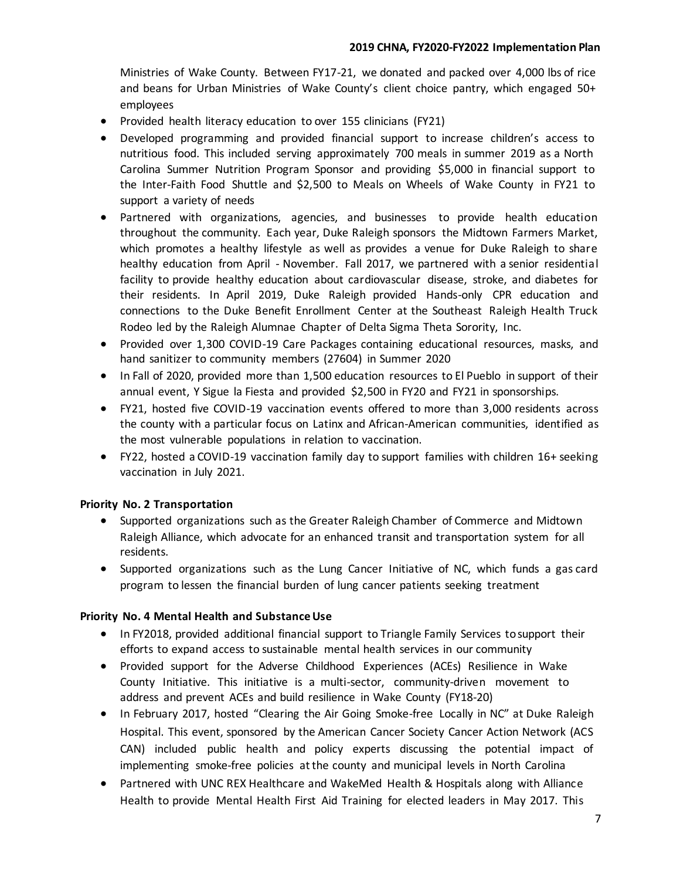Ministries of Wake County. Between FY17-21, we donated and packed over 4,000 lbs of rice and beans for Urban Ministries of Wake County's client choice pantry, which engaged 50+ employees

- Provided health literacy education to over 155 clinicians (FY21)
- Developed programming and provided financial support to increase children's access to nutritious food. This included serving approximately 700 meals in summer 2019 as a North Carolina Summer Nutrition Program Sponsor and providing $5,000 in financial support to the Inter-Faith Food Shuttle and $2,500 to Meals on Wheels of Wake County in FY21 to support a variety of needs
- Partnered with organizations, agencies, and businesses to provide health education throughout the community. Each year, Duke Raleigh sponsors the Midtown Farmers Market, which promotes a healthy lifestyle as well as provides a venue for Duke Raleigh to share healthy education from April - November. Fall 2017, we partnered with a senior residential facility to provide healthy education about cardiovascular disease, stroke, and diabetes for their residents. In April 2019, Duke Raleigh provided Hands-only CPR education and connections to the Duke Benefit Enrollment Center at the Southeast Raleigh Health Truck Rodeo led by the Raleigh Alumnae Chapter of Delta Sigma Theta Sorority, Inc.
- Provided over 1,300 COVID-19 Care Packages containing educational resources, masks, and hand sanitizer to community members (27604) in Summer 2020
- In Fall of 2020, provided more than 1,500 education resources to El Pueblo in support of their annual event, Y Sigue la Fiesta and provided $2,500 in FY20 and FY21 in sponsorships.
- FY21, hosted five COVID-19 vaccination events offered to more than 3,000 residents across the county with a particular focus on Latinx and African-American communities, identified as the most vulnerable populations in relation to vaccination.
- FY22, hosted a COVID-19 vaccination family day to support families with children 16+ seeking vaccination in July 2021.

**Priority No. 2 Transportation**

- Supported organizations such as the Greater Raleigh Chamber of Commerce and Midtown Raleigh Alliance, which advocate for an enhanced transit and transportation system for all residents.
- Supported organizations such as the Lung Cancer Initiative of NC, which funds a gas card program to lessen the financial burden of lung cancer patients seeking treatment

**Priority No. 4 Mental Health and Substance Use**

- In FY2018, provided additional financial support to Triangle Family Services to support their efforts to expand access to sustainable mental health services in our community
- Provided support for the Adverse Childhood Experiences (ACEs) Resilience in Wake County Initiative. This initiative is a multi-sector, community-driven movement to address and prevent ACEs and build resilience in Wake County (FY18-20)
- In February 2017, hosted "Clearing the Air Going Smoke-free Locally in NC" at Duke Raleigh Hospital. This event, sponsored by the American Cancer Society Cancer Action Network (ACS CAN) included public health and policy experts discussing the potential impact of implementing smoke-free policies at the county and municipal levels in North Carolina
- Partnered with UNC REX Healthcare and WakeMed Health & Hospitals along with Alliance Health to provide Mental Health First Aid Training for elected leaders in May 2017. This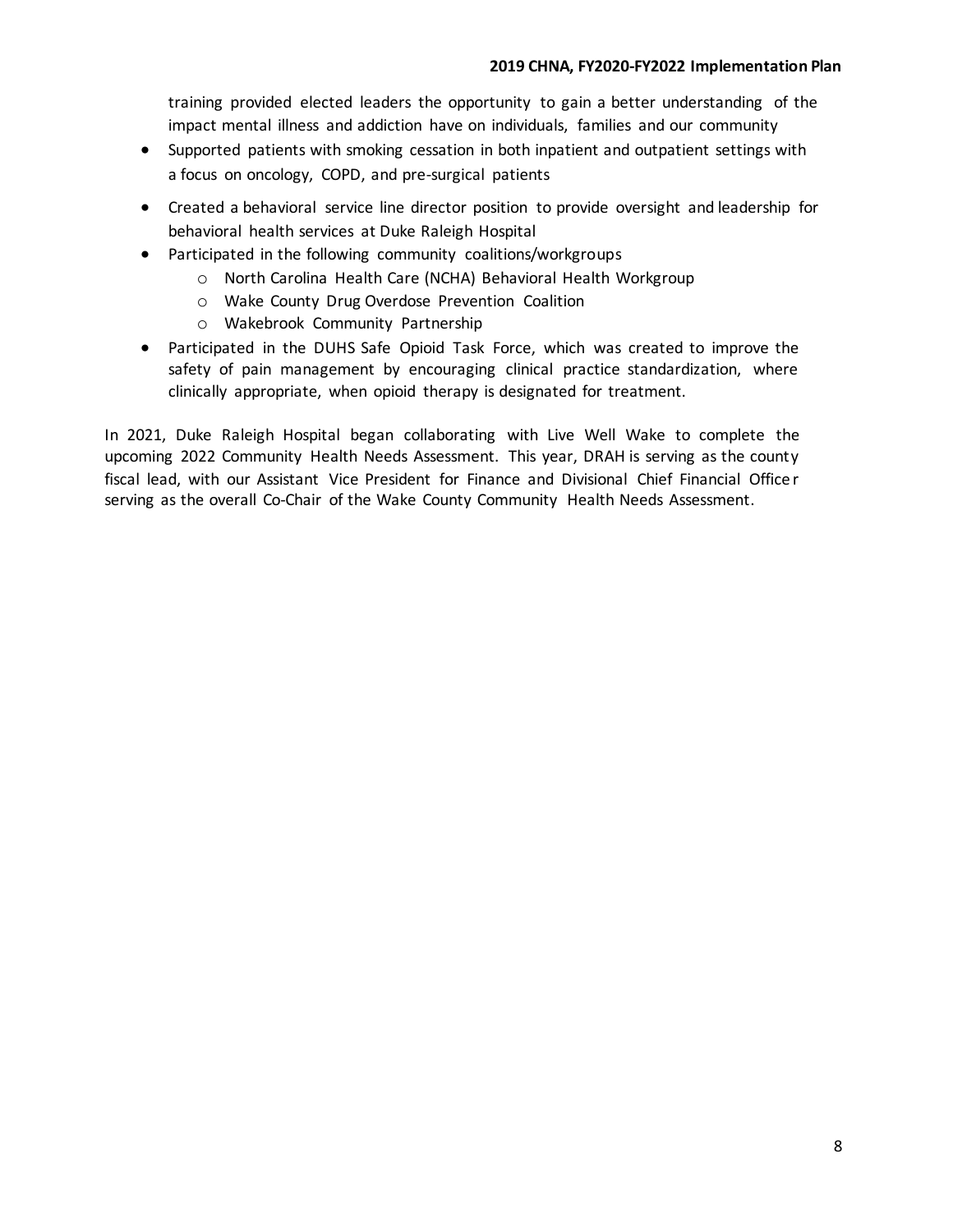training provided elected leaders the opportunity to gain a better understanding of the impact mental illness and addiction have on individuals, families and our community

- Supported patients with smoking cessation in both inpatient and outpatient settings with a focus on oncology, COPD, and pre-surgical patients
- Created a behavioral service line director position to provide oversight and leadership for behavioral health services at Duke Raleigh Hospital
- Participated in the following community coalitions/workgroups
  - North Carolina Health Care (NCHA) Behavioral Health Workgroup
  - Wake County Drug Overdose Prevention Coalition
  - Wakebrook Community Partnership
- Participated in the DUHS Safe Opioid Task Force, which was created to improve the safety of pain management by encouraging clinical practice standardization, where clinically appropriate, when opioid therapy is designated for treatment.

In 2021, Duke Raleigh Hospital began collaborating with Live Well Wake to complete the upcoming 2022 Community Health Needs Assessment. This year, DRAH is serving as the county fiscal lead, with our Assistant Vice President for Finance and Divisional Chief Financial Officer serving as the overall Co-Chair of the Wake County Community Health Needs Assessment.